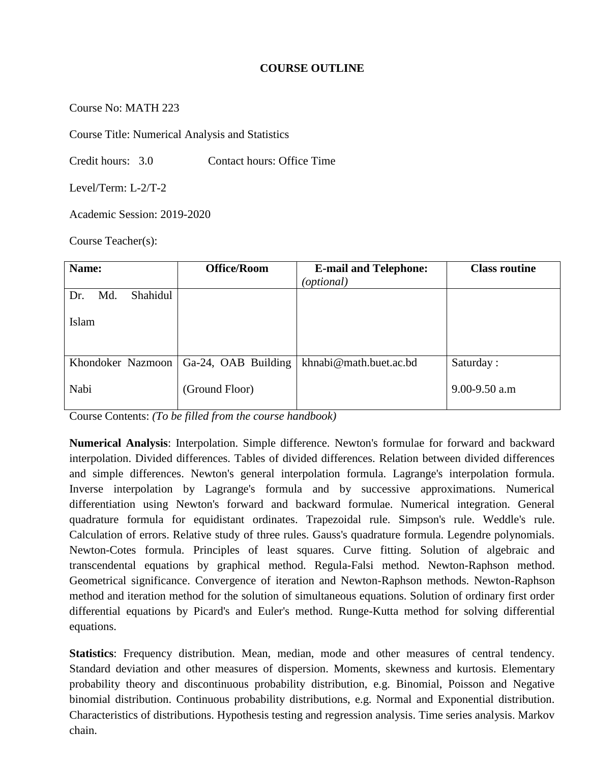# COURSE OUTLINE

Course No: MATH 223

Course Title: Numerical Analysis and Statistics

Credit hours: 3.0 Contact hours: Office Time

Level/Term: L-2/T-2

Academic Session: 2019-2020

Course Teacher(s):

| **Name:** | **Office/Room** | **E-mail and Telephone:** *(optional)* | **Class routine** |
|---|---|---|---|
| Dr. Md. Shahidul Islam | | | |
| Khondoker Nazmoon Nabi | Ga-24, OAB Building (Ground Floor) | khnabi@math.buet.ac.bd | Saturday : 9.00-9.50 a.m |

Course Contents: *(To be filled from the course handbook)*

**Numerical Analysis**: Interpolation. Simple difference. Newton's formulae for forward and backward interpolation. Divided differences. Tables of divided differences. Relation between divided differences and simple differences. Newton's general interpolation formula. Lagrange's interpolation formula. Inverse interpolation by Lagrange's formula and by successive approximations. Numerical differentiation using Newton's forward and backward formulae. Numerical integration. General quadrature formula for equidistant ordinates. Trapezoidal rule. Simpson's rule. Weddle's rule. Calculation of errors. Relative study of three rules. Gauss's quadrature formula. Legendre polynomials. Newton-Cotes formula. Principles of least squares. Curve fitting. Solution of algebraic and transcendental equations by graphical method. Regula-Falsi method. Newton-Raphson method. Geometrical significance. Convergence of iteration and Newton-Raphson methods. Newton-Raphson method and iteration method for the solution of simultaneous equations. Solution of ordinary first order differential equations by Picard's and Euler's method. Runge-Kutta method for solving differential equations.

**Statistics**: Frequency distribution. Mean, median, mode and other measures of central tendency. Standard deviation and other measures of dispersion. Moments, skewness and kurtosis. Elementary probability theory and discontinuous probability distribution, e.g. Binomial, Poisson and Negative binomial distribution. Continuous probability distributions, e.g. Normal and Exponential distribution. Characteristics of distributions. Hypothesis testing and regression analysis. Time series analysis. Markov chain.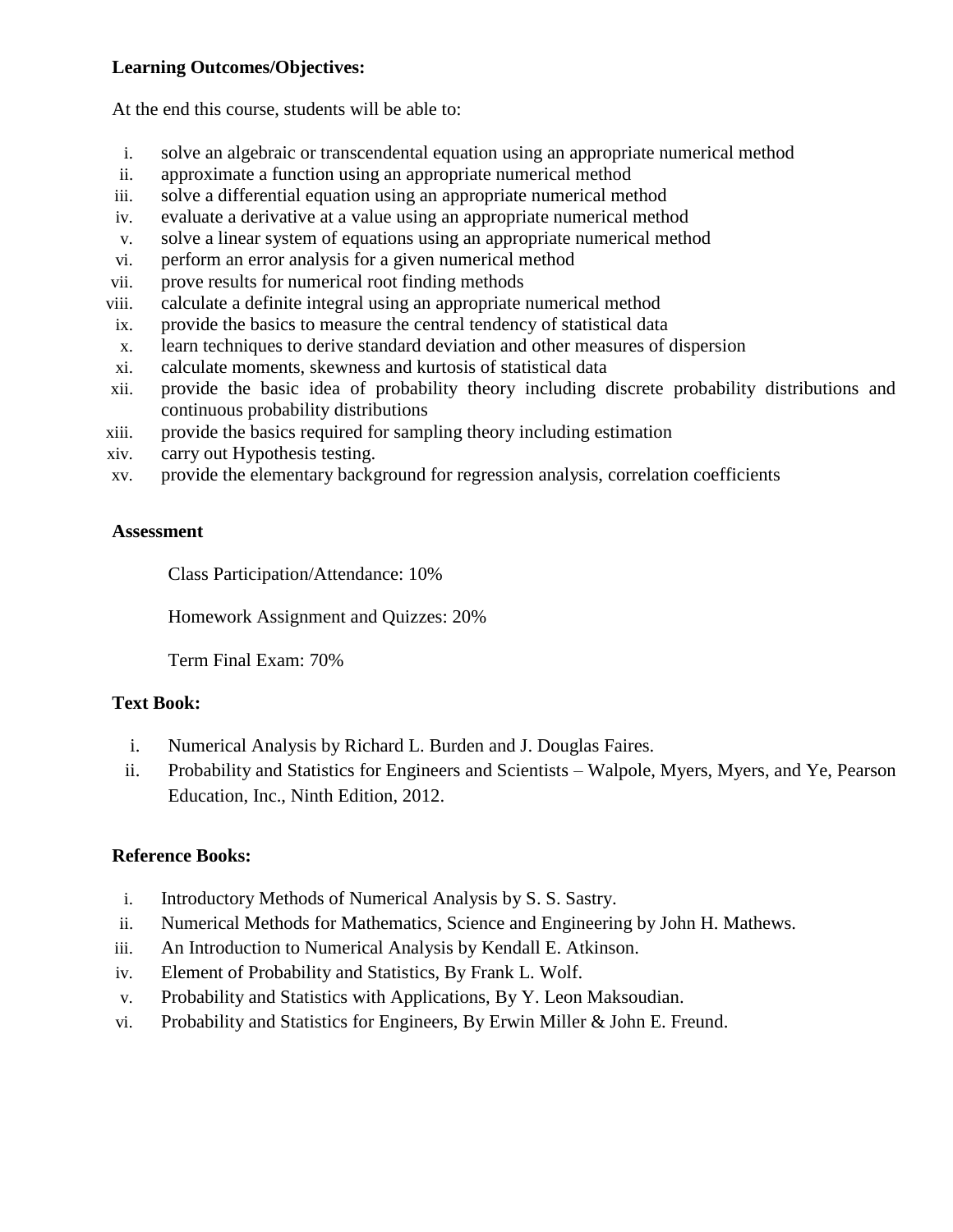**Learning Outcomes/Objectives:**

At the end this course, students will be able to:

i. solve an algebraic or transcendental equation using an appropriate numerical method
ii. approximate a function using an appropriate numerical method
iii. solve a differential equation using an appropriate numerical method
iv. evaluate a derivative at a value using an appropriate numerical method
v. solve a linear system of equations using an appropriate numerical method
vi. perform an error analysis for a given numerical method
vii. prove results for numerical root finding methods
viii. calculate a definite integral using an appropriate numerical method
ix. provide the basics to measure the central tendency of statistical data
x. learn techniques to derive standard deviation and other measures of dispersion
xi. calculate moments, skewness and kurtosis of statistical data
xii. provide the basic idea of probability theory including discrete probability distributions and continuous probability distributions
xiii. provide the basics required for sampling theory including estimation
xiv. carry out Hypothesis testing.
xv. provide the elementary background for regression analysis, correlation coefficients

**Assessment**

Class Participation/Attendance: 10%

Homework Assignment and Quizzes: 20%

Term Final Exam: 70%

**Text Book:**

i. Numerical Analysis by Richard L. Burden and J. Douglas Faires.
ii. Probability and Statistics for Engineers and Scientists – Walpole, Myers, Myers, and Ye, Pearson Education, Inc., Ninth Edition, 2012.

**Reference Books:**

i. Introductory Methods of Numerical Analysis by S. S. Sastry.
ii. Numerical Methods for Mathematics, Science and Engineering by John H. Mathews.
iii. An Introduction to Numerical Analysis by Kendall E. Atkinson.
iv. Element of Probability and Statistics, By Frank L. Wolf.
v. Probability and Statistics with Applications, By Y. Leon Maksoudian.
vi. Probability and Statistics for Engineers, By Erwin Miller & John E. Freund.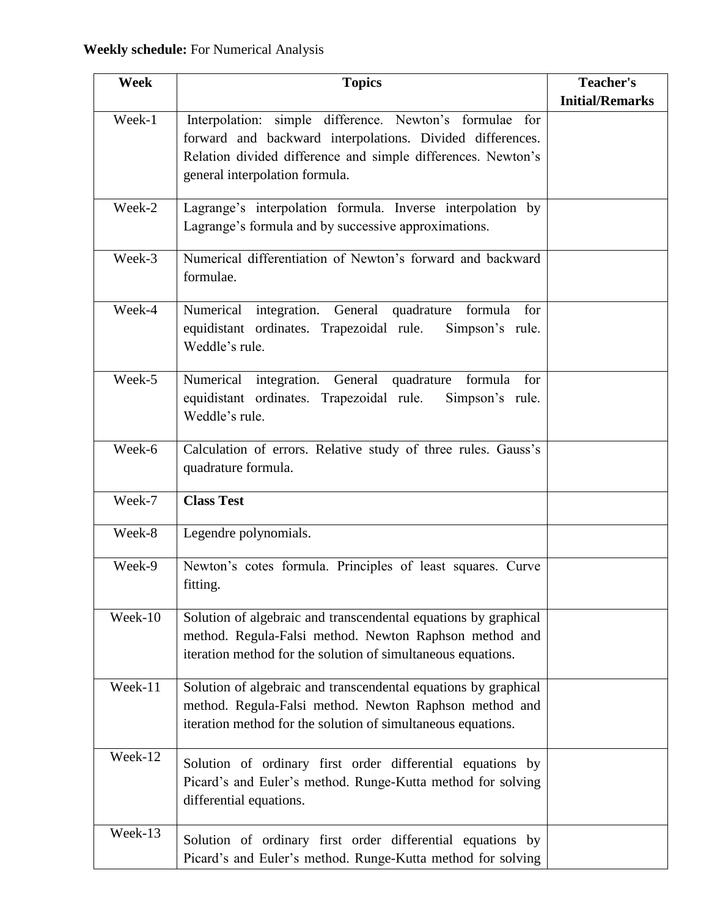**Weekly schedule:** For Numerical Analysis

| Week | Topics | Teacher's Initial/Remarks |
|---|---|---|
| Week-1 | Interpolation: simple difference. Newton's formulae for forward and backward interpolations. Divided differences. Relation divided difference and simple differences. Newton's general interpolation formula. | |
| Week-2 | Lagrange's interpolation formula. Inverse interpolation by Lagrange's formula and by successive approximations. | |
| Week-3 | Numerical differentiation of Newton's forward and backward formulae. | |
| Week-4 | Numerical integration. General quadrature formula for equidistant ordinates. Trapezoidal rule. Simpson's rule. Weddle's rule. | |
| Week-5 | Numerical integration. General quadrature formula for equidistant ordinates. Trapezoidal rule. Simpson's rule. Weddle's rule. | |
| Week-6 | Calculation of errors. Relative study of three rules. Gauss's quadrature formula. | |
| Week-7 | **Class Test** | |
| Week-8 | Legendre polynomials. | |
| Week-9 | Newton's cotes formula. Principles of least squares. Curve fitting. | |
| Week-10 | Solution of algebraic and transcendental equations by graphical method. Regula-Falsi method. Newton Raphson method and iteration method for the solution of simultaneous equations. | |
| Week-11 | Solution of algebraic and transcendental equations by graphical method. Regula-Falsi method. Newton Raphson method and iteration method for the solution of simultaneous equations. | |
| Week-12 | Solution of ordinary first order differential equations by Picard's and Euler's method. Runge-Kutta method for solving differential equations. | |
| Week-13 | Solution of ordinary first order differential equations by Picard's and Euler's method. Runge-Kutta method for solving | |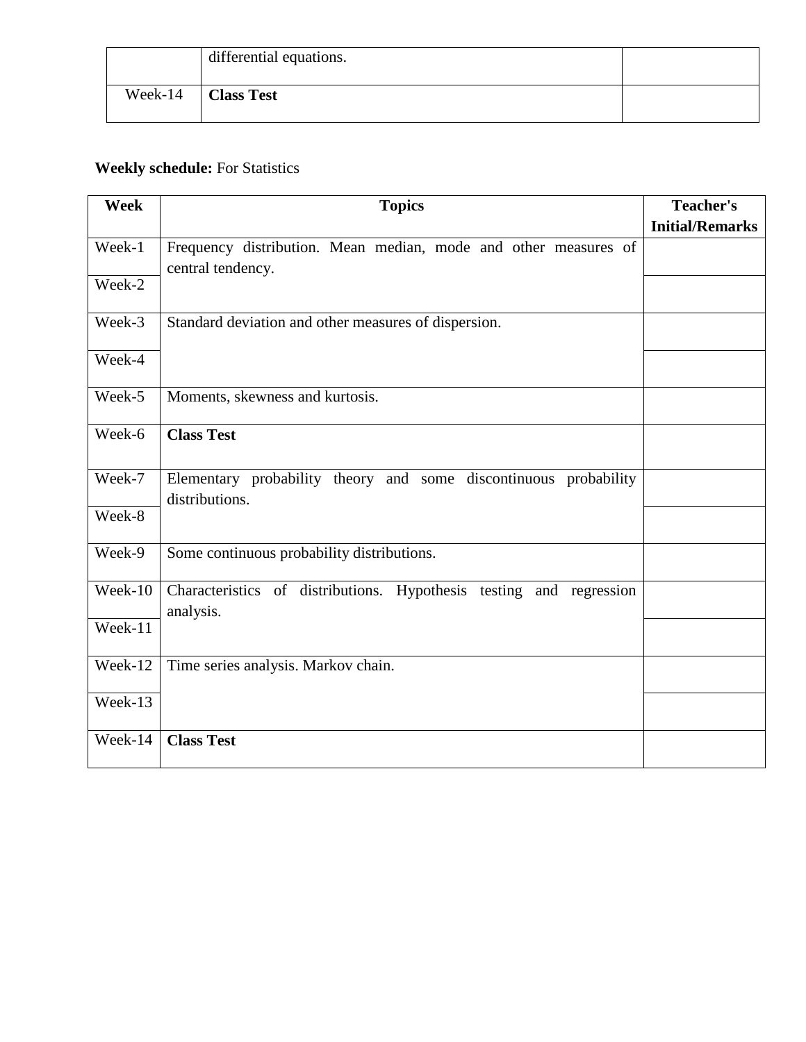| | | |
|---|---|---|
| | differential equations. | |
| Week-14 | **Class Test** | |

**Weekly schedule:** For Statistics

| Week | Topics | Teacher's Initial/Remarks |
|---|---|---|
| Week-1 | Frequency distribution. Mean median, mode and other measures of central tendency. | |
| Week-2 | | |
| Week-3 | Standard deviation and other measures of dispersion. | |
| Week-4 | | |
| Week-5 | Moments, skewness and kurtosis. | |
| Week-6 | **Class Test** | |
| Week-7 | Elementary probability theory and some discontinuous probability distributions. | |
| Week-8 | | |
| Week-9 | Some continuous probability distributions. | |
| Week-10 | Characteristics of distributions. Hypothesis testing and regression analysis. | |
| Week-11 | | |
| Week-12 | Time series analysis. Markov chain. | |
| Week-13 | | |
| Week-14 | **Class Test** | |